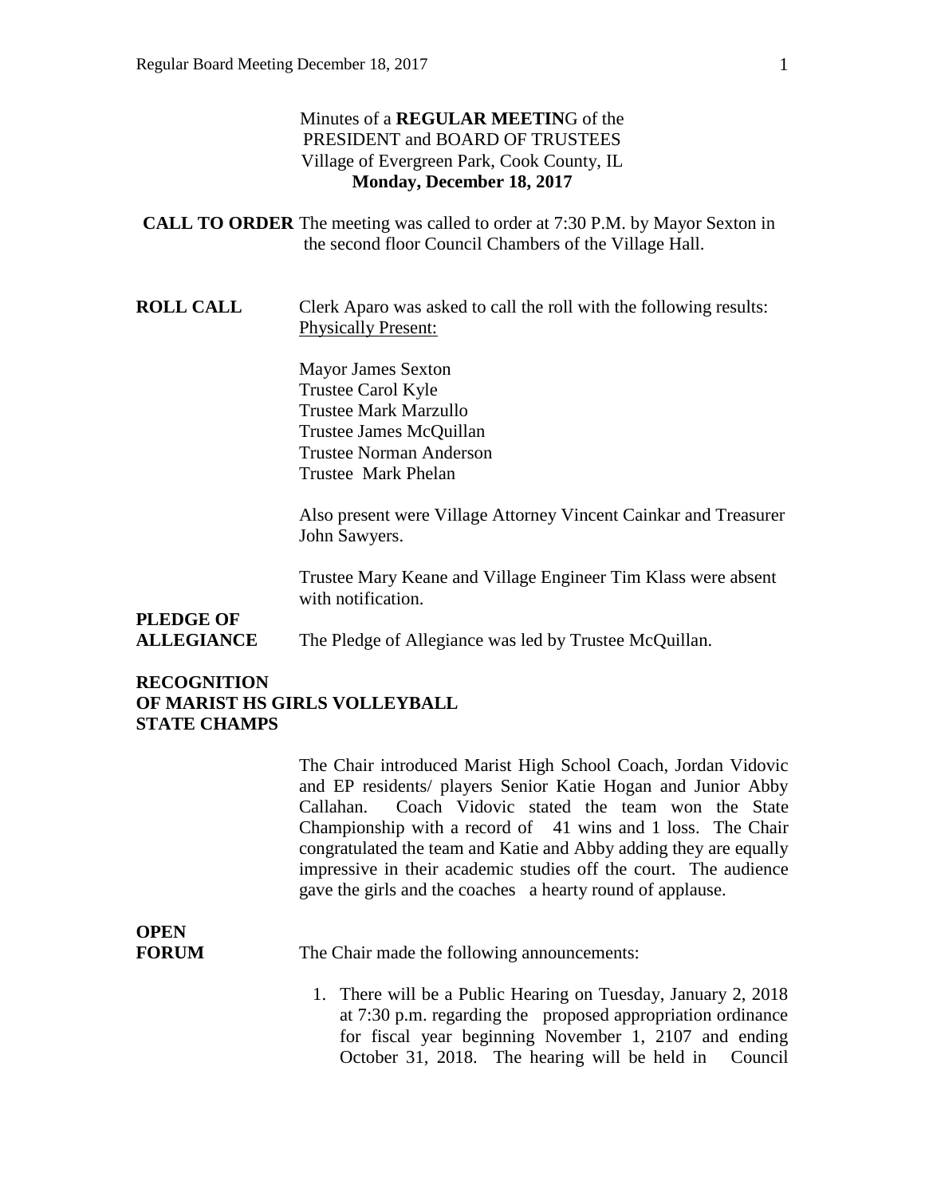Minutes of a **REGULAR MEETIN**G of the
PRESIDENT and BOARD OF TRUSTEES
Village of Evergreen Park, Cook County, IL
**Monday, December 18, 2017**

**CALL TO ORDER** The meeting was called to order at 7:30 P.M. by Mayor Sexton in the second floor Council Chambers of the Village Hall.

**ROLL CALL** Clerk Aparo was asked to call the roll with the following results:
Physically Present:

Mayor James Sexton
Trustee Carol Kyle
Trustee Mark Marzullo
Trustee James McQuillan
Trustee Norman Anderson
Trustee Mark Phelan

Also present were Village Attorney Vincent Cainkar and Treasurer John Sawyers.

Trustee Mary Keane and Village Engineer Tim Klass were absent with notification.

**PLEDGE OF ALLEGIANCE** The Pledge of Allegiance was led by Trustee McQuillan.

**RECOGNITION OF MARIST HS GIRLS VOLLEYBALL STATE CHAMPS**

The Chair introduced Marist High School Coach, Jordan Vidovic and EP residents/ players Senior Katie Hogan and Junior Abby Callahan. Coach Vidovic stated the team won the State Championship with a record of 41 wins and 1 loss. The Chair congratulated the team and Katie and Abby adding they are equally impressive in their academic studies off the court. The audience gave the girls and the coaches a hearty round of applause.

**OPEN FORUM** The Chair made the following announcements:

1. There will be a Public Hearing on Tuesday, January 2, 2018 at 7:30 p.m. regarding the proposed appropriation ordinance for fiscal year beginning November 1, 2107 and ending October 31, 2018. The hearing will be held in Council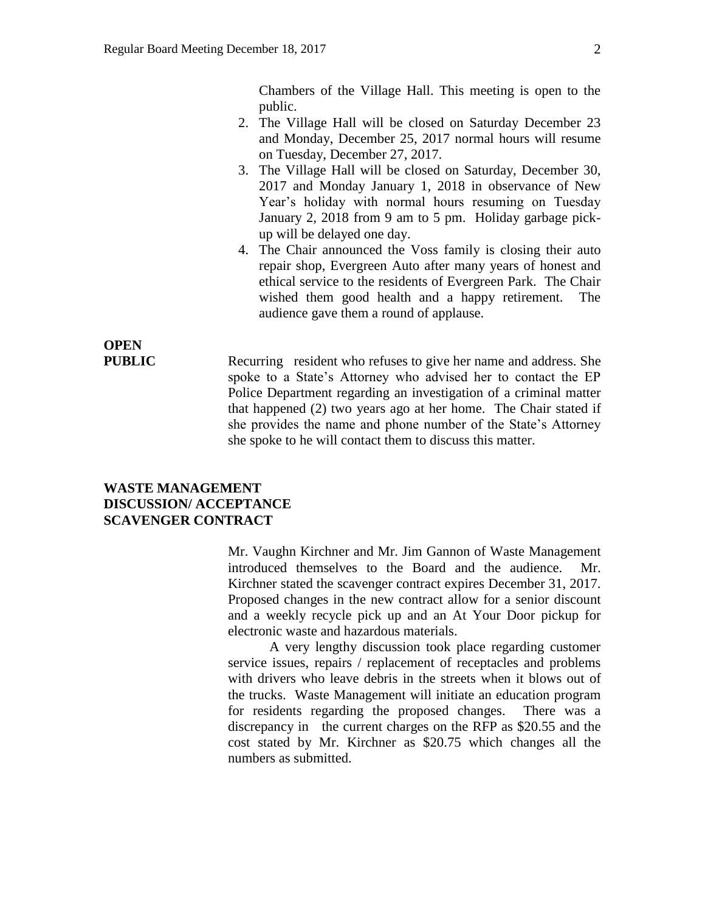Chambers of the Village Hall. This meeting is open to the public.

2. The Village Hall will be closed on Saturday December 23 and Monday, December 25, 2017 normal hours will resume on Tuesday, December 27, 2017.
3. The Village Hall will be closed on Saturday, December 30, 2017 and Monday January 1, 2018 in observance of New Year's holiday with normal hours resuming on Tuesday January 2, 2018 from 9 am to 5 pm. Holiday garbage pick-up will be delayed one day.
4. The Chair announced the Voss family is closing their auto repair shop, Evergreen Auto after many years of honest and ethical service to the residents of Evergreen Park. The Chair wished them good health and a happy retirement. The audience gave them a round of applause.

**OPEN PUBLIC**

Recurring resident who refuses to give her name and address. She spoke to a State's Attorney who advised her to contact the EP Police Department regarding an investigation of a criminal matter that happened (2) two years ago at her home. The Chair stated if she provides the name and phone number of the State's Attorney she spoke to he will contact them to discuss this matter.

**WASTE MANAGEMENT DISCUSSION/ ACCEPTANCE SCAVENGER CONTRACT**

Mr. Vaughn Kirchner and Mr. Jim Gannon of Waste Management introduced themselves to the Board and the audience. Mr. Kirchner stated the scavenger contract expires December 31, 2017. Proposed changes in the new contract allow for a senior discount and a weekly recycle pick up and an At Your Door pickup for electronic waste and hazardous materials.

A very lengthy discussion took place regarding customer service issues, repairs / replacement of receptacles and problems with drivers who leave debris in the streets when it blows out of the trucks. Waste Management will initiate an education program for residents regarding the proposed changes. There was a discrepancy in the current charges on the RFP as $20.55 and the cost stated by Mr. Kirchner as $20.75 which changes all the numbers as submitted.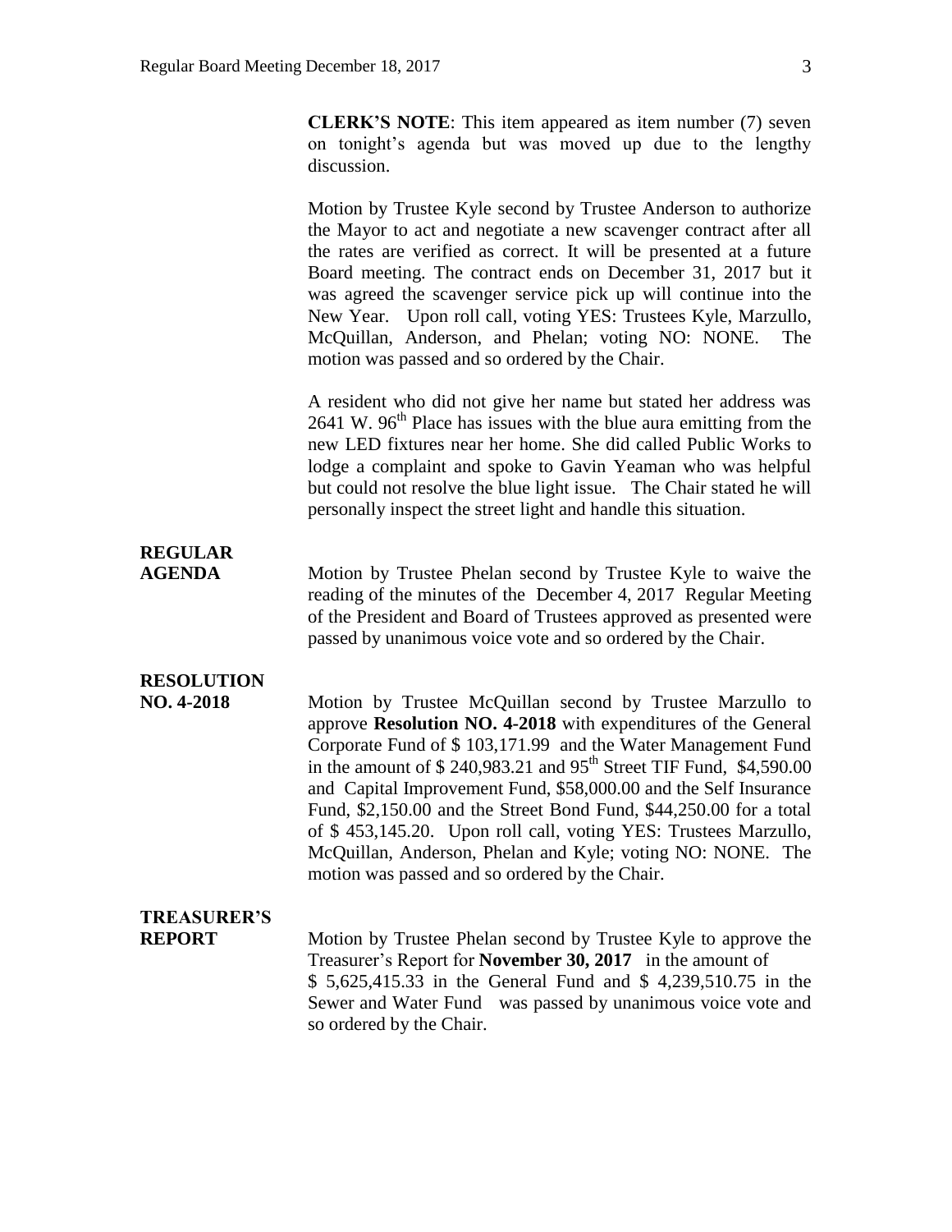**CLERK'S NOTE**: This item appeared as item number (7) seven on tonight's agenda but was moved up due to the lengthy discussion.

Motion by Trustee Kyle second by Trustee Anderson to authorize the Mayor to act and negotiate a new scavenger contract after all the rates are verified as correct. It will be presented at a future Board meeting. The contract ends on December 31, 2017 but it was agreed the scavenger service pick up will continue into the New Year. Upon roll call, voting YES: Trustees Kyle, Marzullo, McQuillan, Anderson, and Phelan; voting NO: NONE. The motion was passed and so ordered by the Chair.

A resident who did not give her name but stated her address was 2641 W. 96th Place has issues with the blue aura emitting from the new LED fixtures near her home. She did called Public Works to lodge a complaint and spoke to Gavin Yeaman who was helpful but could not resolve the blue light issue. The Chair stated he will personally inspect the street light and handle this situation.

**REGULAR AGENDA**

Motion by Trustee Phelan second by Trustee Kyle to waive the reading of the minutes of the December 4, 2017 Regular Meeting of the President and Board of Trustees approved as presented were passed by unanimous voice vote and so ordered by the Chair.

**RESOLUTION NO. 4-2018**

Motion by Trustee McQuillan second by Trustee Marzullo to approve **Resolution NO. 4-2018** with expenditures of the General Corporate Fund of $ 103,171.99 and the Water Management Fund in the amount of $ 240,983.21 and 95th Street TIF Fund, $4,590.00 and Capital Improvement Fund, $58,000.00 and the Self Insurance Fund, $2,150.00 and the Street Bond Fund, $44,250.00 for a total of $ 453,145.20. Upon roll call, voting YES: Trustees Marzullo, McQuillan, Anderson, Phelan and Kyle; voting NO: NONE. The motion was passed and so ordered by the Chair.

**TREASURER'S REPORT**

Motion by Trustee Phelan second by Trustee Kyle to approve the Treasurer's Report for **November 30, 2017** in the amount of $ 5,625,415.33 in the General Fund and $ 4,239,510.75 in the Sewer and Water Fund was passed by unanimous voice vote and so ordered by the Chair.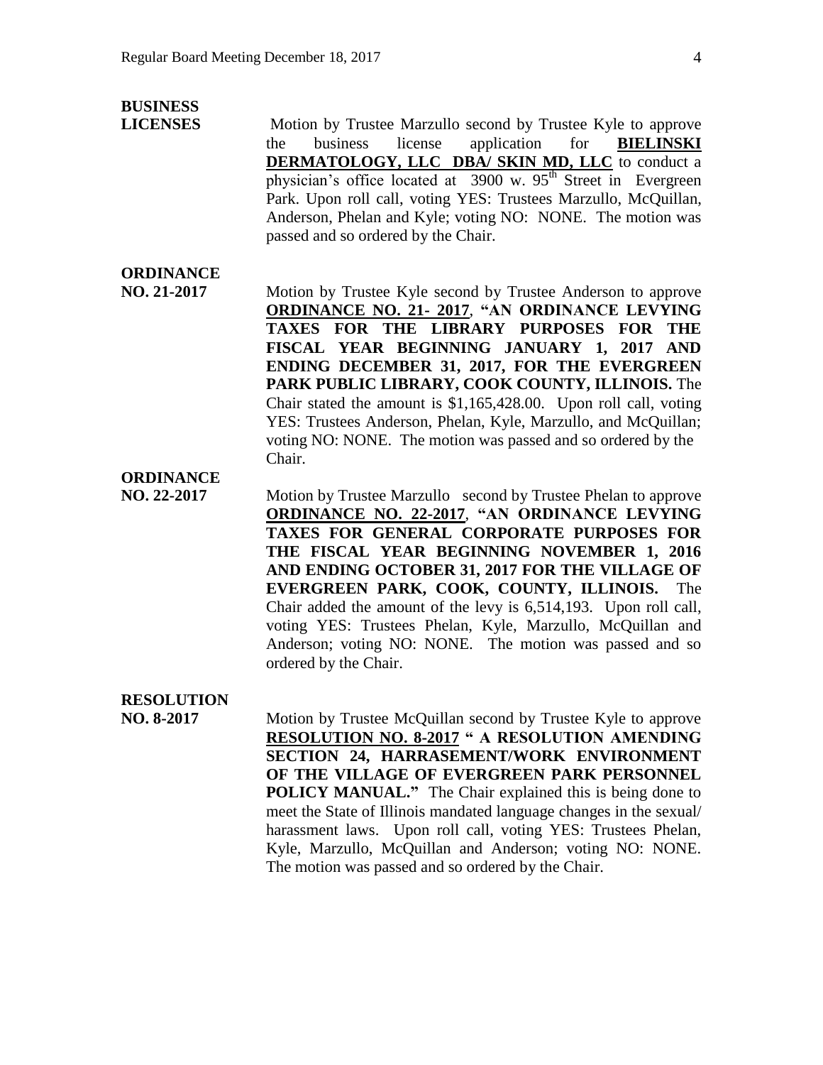**BUSINESS LICENSES**

Motion by Trustee Marzullo second by Trustee Kyle to approve the business license application for **BIELINSKI DERMATOLOGY, LLC DBA/ SKIN MD, LLC** to conduct a physician's office located at 3900 w. 95th Street in Evergreen Park. Upon roll call, voting YES: Trustees Marzullo, McQuillan, Anderson, Phelan and Kyle; voting NO: NONE. The motion was passed and so ordered by the Chair.

**ORDINANCE NO. 21-2017**

Motion by Trustee Kyle second by Trustee Anderson to approve **ORDINANCE NO. 21- 2017**, **"AN ORDINANCE LEVYING TAXES FOR THE LIBRARY PURPOSES FOR THE FISCAL YEAR BEGINNING JANUARY 1, 2017 AND ENDING DECEMBER 31, 2017, FOR THE EVERGREEN PARK PUBLIC LIBRARY, COOK COUNTY, ILLINOIS.** The Chair stated the amount is $1,165,428.00. Upon roll call, voting YES: Trustees Anderson, Phelan, Kyle, Marzullo, and McQuillan; voting NO: NONE. The motion was passed and so ordered by the Chair.

**ORDINANCE NO. 22-2017**

Motion by Trustee Marzullo second by Trustee Phelan to approve **ORDINANCE NO. 22-2017**, **"AN ORDINANCE LEVYING TAXES FOR GENERAL CORPORATE PURPOSES FOR THE FISCAL YEAR BEGINNING NOVEMBER 1, 2016 AND ENDING OCTOBER 31, 2017 FOR THE VILLAGE OF EVERGREEN PARK, COOK, COUNTY, ILLINOIS.** The Chair added the amount of the levy is 6,514,193. Upon roll call, voting YES: Trustees Phelan, Kyle, Marzullo, McQuillan and Anderson; voting NO: NONE. The motion was passed and so ordered by the Chair.

**RESOLUTION NO. 8-2017**

Motion by Trustee McQuillan second by Trustee Kyle to approve **RESOLUTION NO. 8-2017 " A RESOLUTION AMENDING SECTION 24, HARRASEMENT/WORK ENVIRONMENT OF THE VILLAGE OF EVERGREEN PARK PERSONNEL POLICY MANUAL."** The Chair explained this is being done to meet the State of Illinois mandated language changes in the sexual/ harassment laws. Upon roll call, voting YES: Trustees Phelan, Kyle, Marzullo, McQuillan and Anderson; voting NO: NONE. The motion was passed and so ordered by the Chair.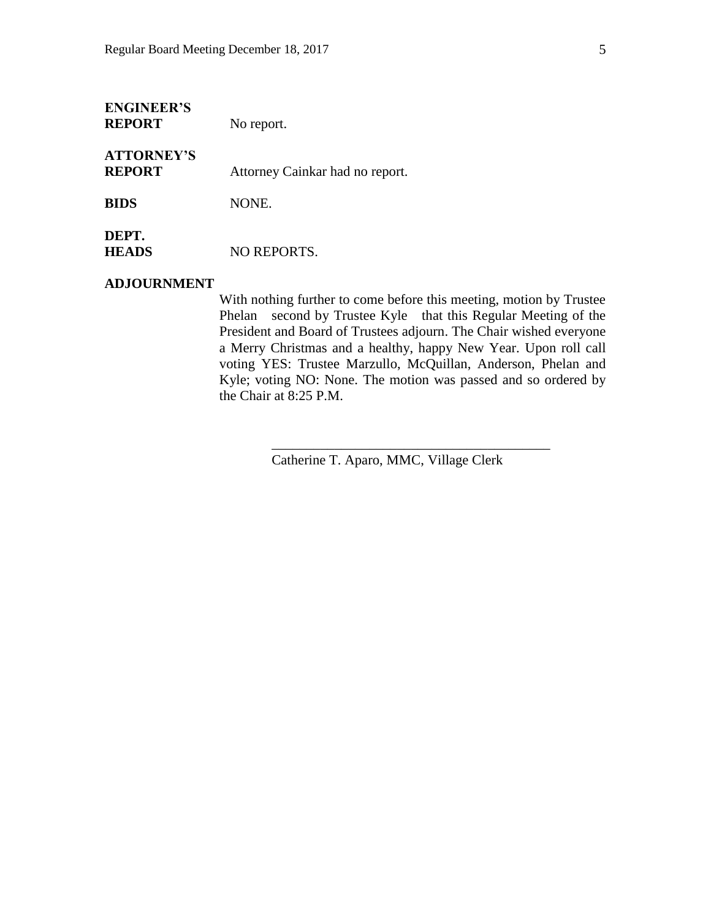**ENGINEER'S REPORT** No report.

**ATTORNEY'S REPORT** Attorney Cainkar had no report.

**BIDS** NONE.

**DEPT. HEADS** NO REPORTS.

**ADJOURNMENT**

With nothing further to come before this meeting, motion by Trustee Phelan second by Trustee Kyle that this Regular Meeting of the President and Board of Trustees adjourn. The Chair wished everyone a Merry Christmas and a healthy, happy New Year. Upon roll call voting YES: Trustee Marzullo, McQuillan, Anderson, Phelan and Kyle; voting NO: None. The motion was passed and so ordered by the Chair at 8:25 P.M.

\_\_\_\_\_\_\_\_\_\_\_\_\_\_\_\_\_\_\_\_\_\_\_\_\_\_\_\_\_\_\_\_\_\_\_\_\_\_\_\_

Catherine T. Aparo, MMC, Village Clerk